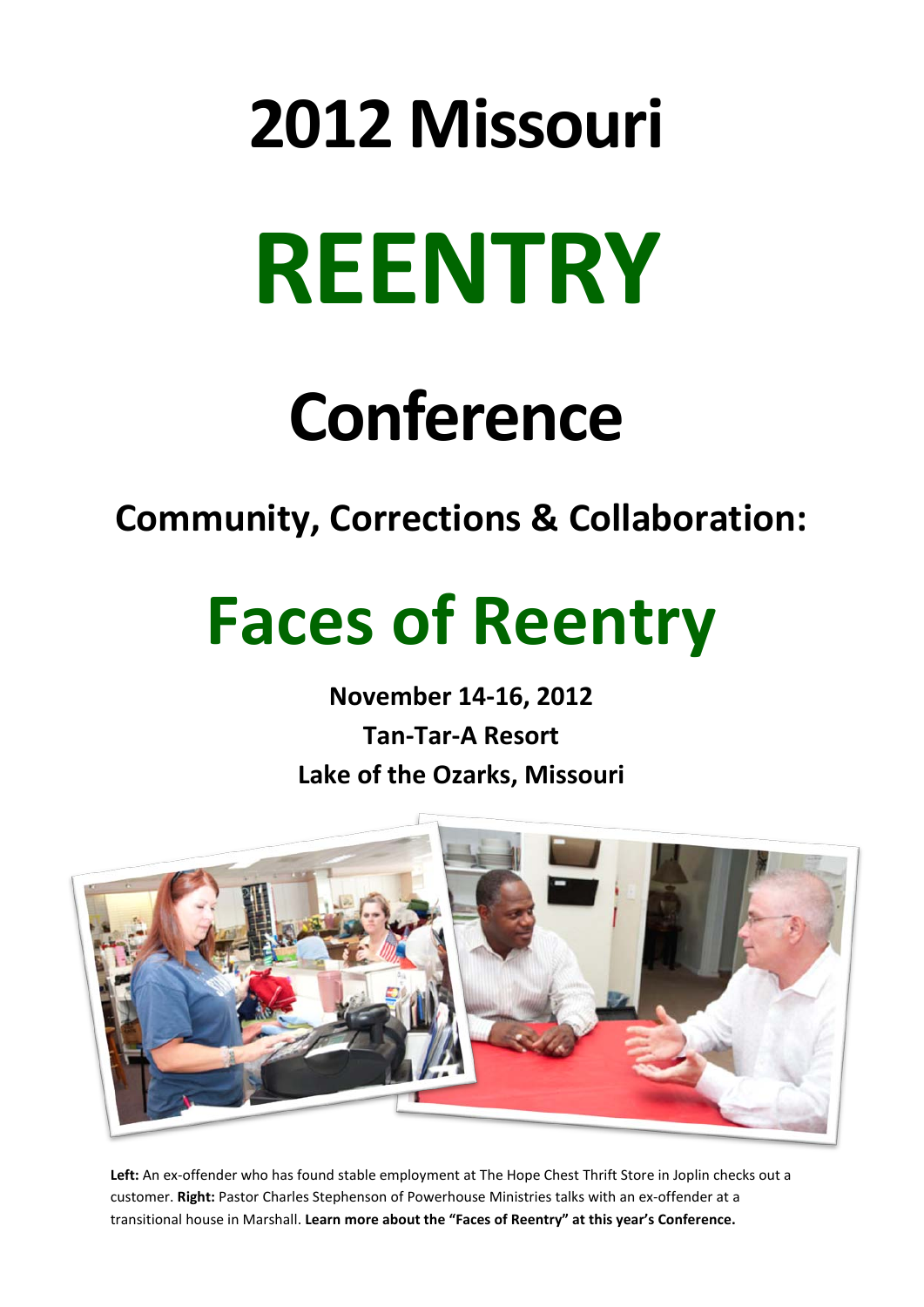# 2012 Missouri

# REENTRY

# Conference

## Community, Corrections & Collaboration:

# Faces of Reentry

**November 14-16, 2012**

**Tan-Tar-A Resort**

**Lake of the Ozarks, Missouri**

**Left:** An ex-offender who has found stable employment at The Hope Chest Thrift Store in Joplin checks out a customer. **Right:** Pastor Charles Stephenson of Powerhouse Ministries talks with an ex-offender at a transitional house in Marshall. **Learn more about the "Faces of Reentry" at this year's Conference.**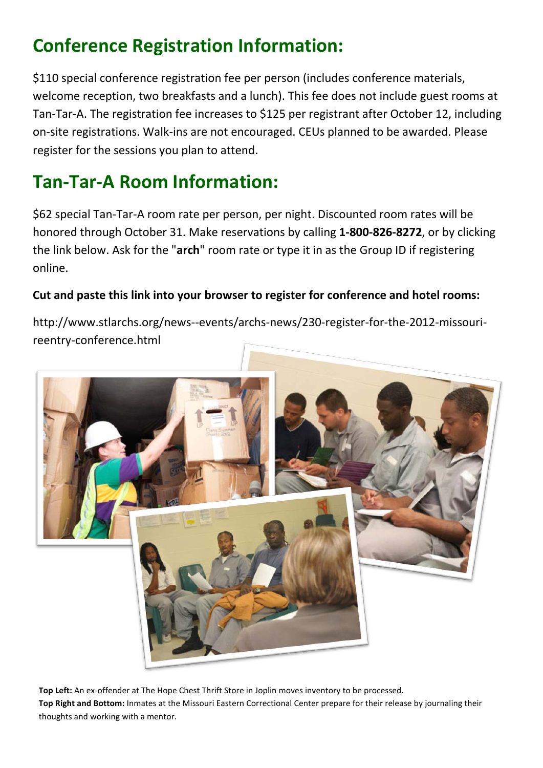## Conference Registration Information:

$110 special conference registration fee per person (includes conference materials, welcome reception, two breakfasts and a lunch). This fee does not include guest rooms at Tan-Tar-A. The registration fee increases to $125 per registrant after October 12, including on-site registrations. Walk-ins are not encouraged. CEUs planned to be awarded. Please register for the sessions you plan to attend.

## Tan-Tar-A Room Information:

$62 special Tan-Tar-A room rate per person, per night. Discounted room rates will be honored through October 31. Make reservations by calling **1-800-826-8272**, or by clicking the link below. Ask for the "**arch**" room rate or type it in as the Group ID if registering online.

**Cut and paste this link into your browser to register for conference and hotel rooms:**

http://www.stlarchs.org/news--events/archs-news/230-register-for-the-2012-missouri-reentry-conference.html

**Top Left:** An ex-offender at The Hope Chest Thrift Store in Joplin moves inventory to be processed.
**Top Right and Bottom:** Inmates at the Missouri Eastern Correctional Center prepare for their release by journaling their thoughts and working with a mentor.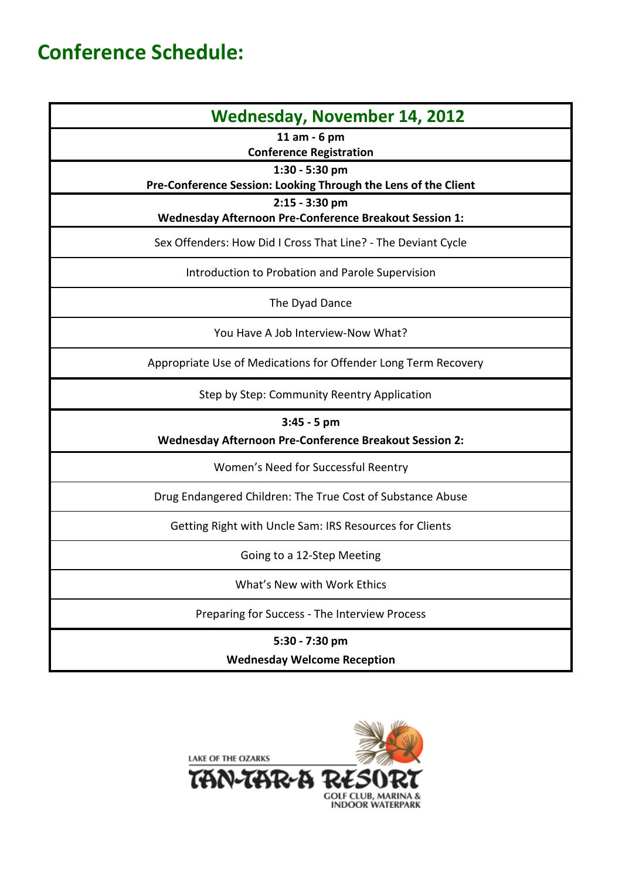# Conference Schedule:

| Wednesday, November 14, 2012 |
|---|
| **11 am - 6 pm**<br>**Conference Registration** |
| **1:30 - 5:30 pm**<br>**Pre-Conference Session: Looking Through the Lens of the Client** |
| **2:15 - 3:30 pm**<br>**Wednesday Afternoon Pre-Conference Breakout Session 1:** |
| Sex Offenders: How Did I Cross That Line? - The Deviant Cycle |
| Introduction to Probation and Parole Supervision |
| The Dyad Dance |
| You Have A Job Interview-Now What? |
| Appropriate Use of Medications for Offender Long Term Recovery |
| Step by Step: Community Reentry Application |
| **3:45 - 5 pm**<br>**Wednesday Afternoon Pre-Conference Breakout Session 2:** |
| Women's Need for Successful Reentry |
| Drug Endangered Children: The True Cost of Substance Abuse |
| Getting Right with Uncle Sam: IRS Resources for Clients |
| Going to a 12-Step Meeting |
| What's New with Work Ethics |
| Preparing for Success - The Interview Process |
| **5:30 - 7:30 pm**<br>**Wednesday Welcome Reception** |

LAKE OF THE OZARKS
TAN-TAR-A RESORT
GOLF CLUB, MARINA & INDOOR WATERPARK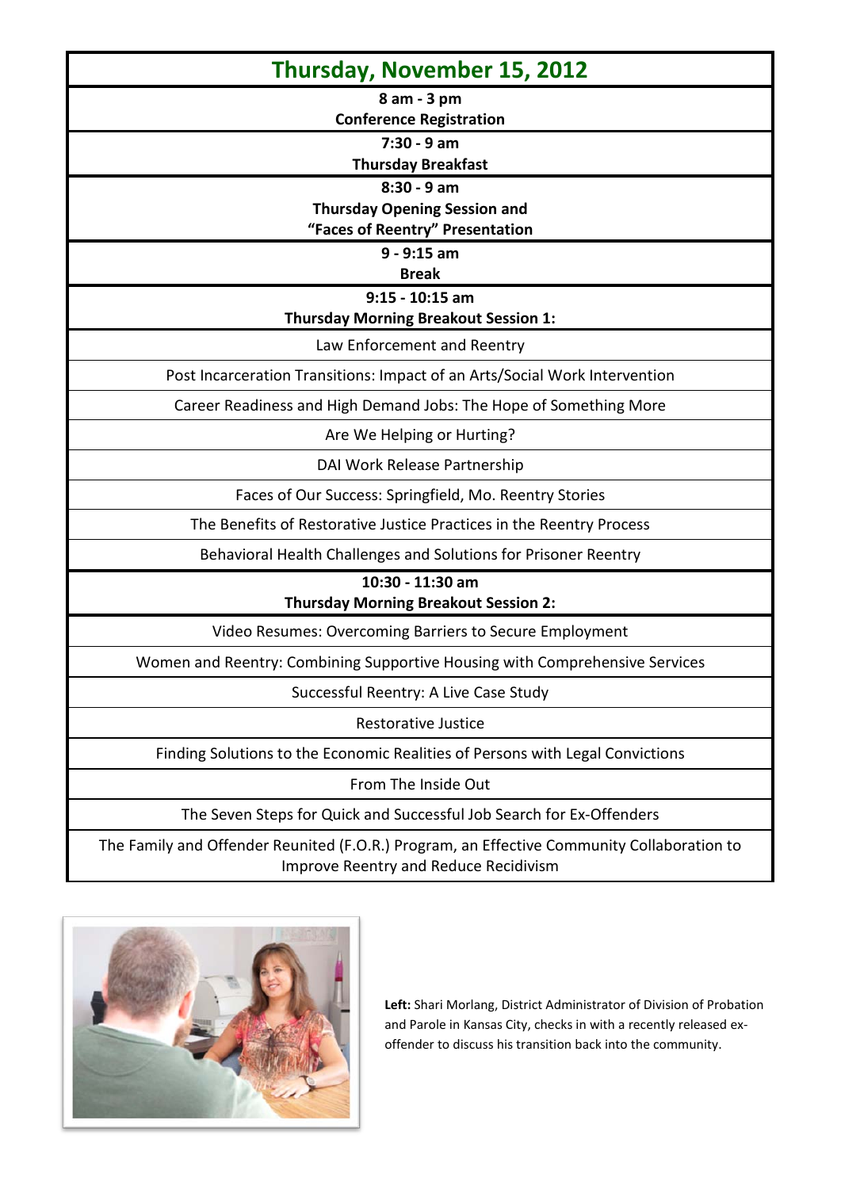## Thursday, November 15, 2012

**8 am - 3 pm**
**Conference Registration**

**7:30 - 9 am**
**Thursday Breakfast**

**8:30 - 9 am**
**Thursday Opening Session and "Faces of Reentry" Presentation**

**9 - 9:15 am**
**Break**

**9:15 - 10:15 am**
**Thursday Morning Breakout Session 1:**

- Law Enforcement and Reentry
- Post Incarceration Transitions: Impact of an Arts/Social Work Intervention
- Career Readiness and High Demand Jobs: The Hope of Something More
- Are We Helping or Hurting?
- DAI Work Release Partnership
- Faces of Our Success: Springfield, Mo. Reentry Stories
- The Benefits of Restorative Justice Practices in the Reentry Process
- Behavioral Health Challenges and Solutions for Prisoner Reentry

**10:30 - 11:30 am**
**Thursday Morning Breakout Session 2:**

- Video Resumes: Overcoming Barriers to Secure Employment
- Women and Reentry: Combining Supportive Housing with Comprehensive Services
- Successful Reentry: A Live Case Study
- Restorative Justice
- Finding Solutions to the Economic Realities of Persons with Legal Convictions
- From The Inside Out
- The Seven Steps for Quick and Successful Job Search for Ex-Offenders
- The Family and Offender Reunited (F.O.R.) Program, an Effective Community Collaboration to Improve Reentry and Reduce Recidivism

**Left:** Shari Morlang, District Administrator of Division of Probation and Parole in Kansas City, checks in with a recently released ex-offender to discuss his transition back into the community.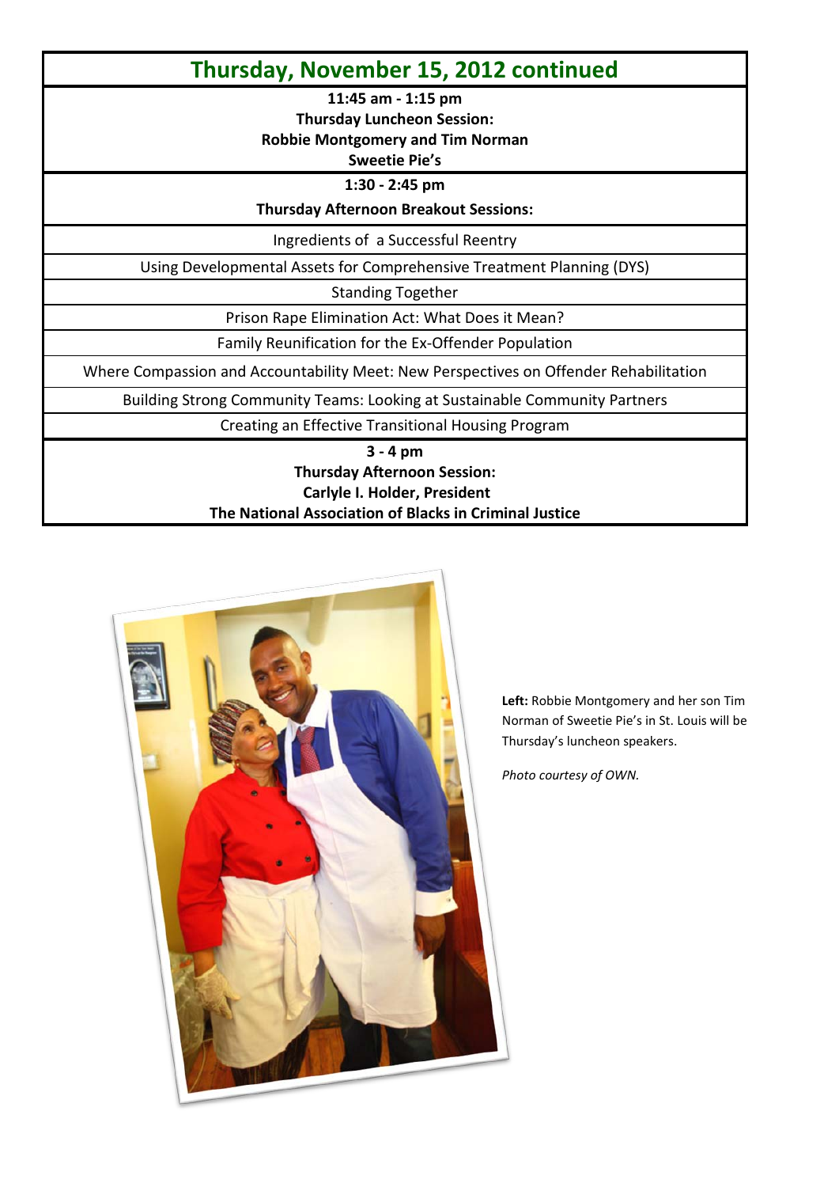## Thursday, November 15, 2012 continued

**11:45 am - 1:15 pm**
**Thursday Luncheon Session:**
**Robbie Montgomery and Tim Norman**
**Sweetie Pie's**

**1:30 - 2:45 pm**
**Thursday Afternoon Breakout Sessions:**

Ingredients of a Successful Reentry

Using Developmental Assets for Comprehensive Treatment Planning (DYS)

Standing Together

Prison Rape Elimination Act: What Does it Mean?

Family Reunification for the Ex-Offender Population

Where Compassion and Accountability Meet: New Perspectives on Offender Rehabilitation

Building Strong Community Teams: Looking at Sustainable Community Partners

Creating an Effective Transitional Housing Program

**3 - 4 pm**
**Thursday Afternoon Session:**
**Carlyle I. Holder, President**
**The National Association of Blacks in Criminal Justice**

**Left:** Robbie Montgomery and her son Tim Norman of Sweetie Pie's in St. Louis will be Thursday's luncheon speakers.

*Photo courtesy of OWN.*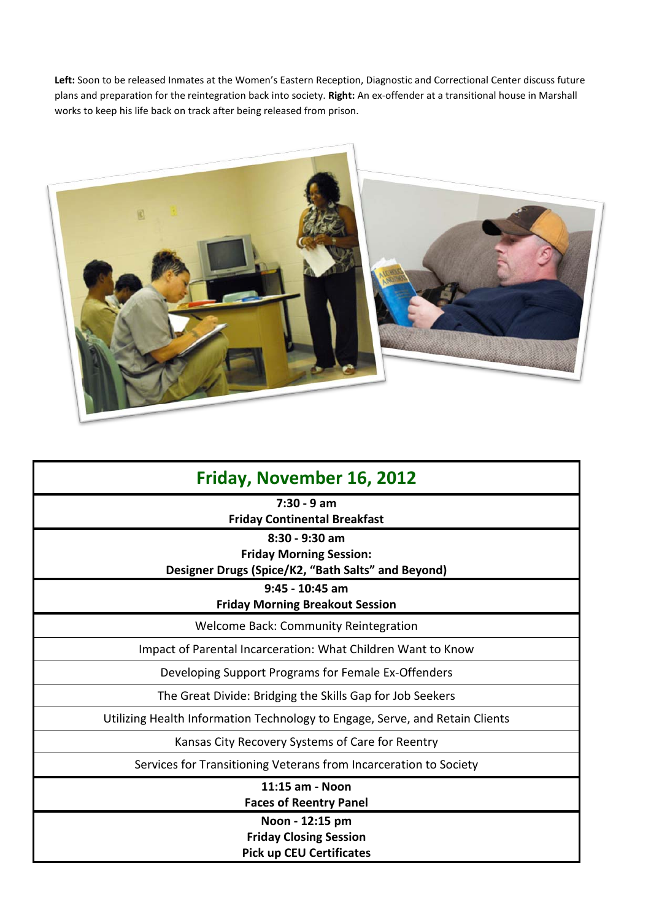**Left:** Soon to be released Inmates at the Women's Eastern Reception, Diagnostic and Correctional Center discuss future plans and preparation for the reintegration back into society. **Right:** An ex-offender at a transitional house in Marshall works to keep his life back on track after being released from prison.

## Friday, November 16, 2012

| **7:30 - 9 am**<br>**Friday Continental Breakfast** |
|---|
| **8:30 - 9:30 am**<br>**Friday Morning Session:**<br>**Designer Drugs (Spice/K2, "Bath Salts" and Beyond)** |
| **9:45 - 10:45 am**<br>**Friday Morning Breakout Session** |
| Welcome Back: Community Reintegration |
| Impact of Parental Incarceration: What Children Want to Know |
| Developing Support Programs for Female Ex-Offenders |
| The Great Divide: Bridging the Skills Gap for Job Seekers |
| Utilizing Health Information Technology to Engage, Serve, and Retain Clients |
| Kansas City Recovery Systems of Care for Reentry |
| Services for Transitioning Veterans from Incarceration to Society |
| **11:15 am - Noon**<br>**Faces of Reentry Panel** |
| **Noon - 12:15 pm**<br>**Friday Closing Session**<br>**Pick up CEU Certificates** |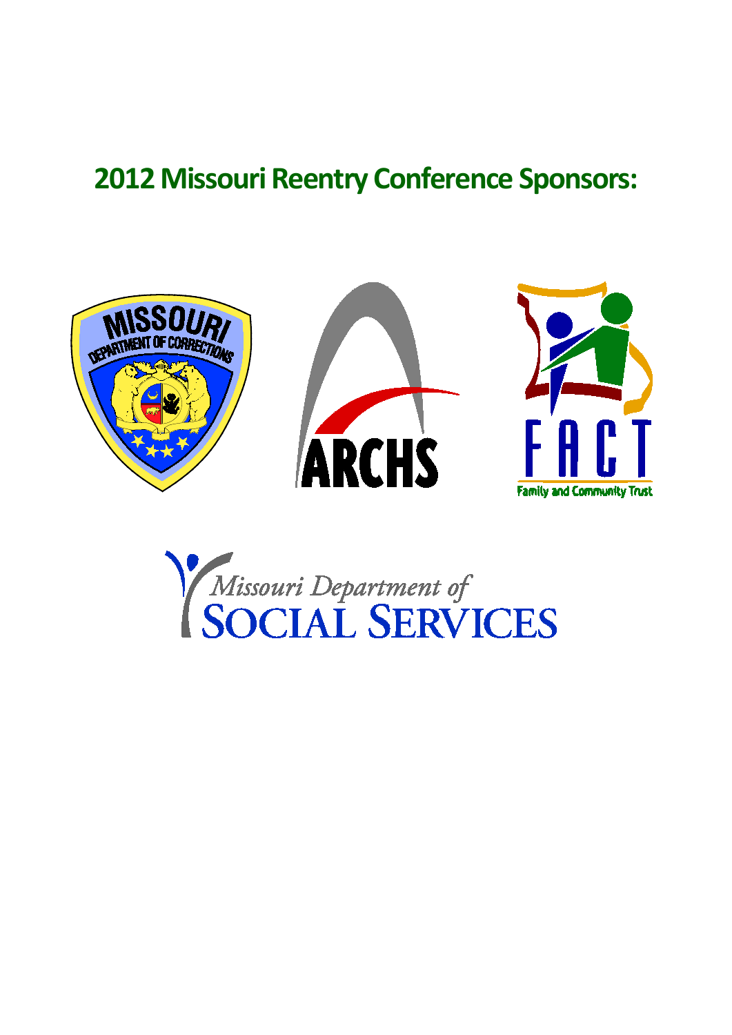## 2012 Missouri Reentry Conference Sponsors:

MISSOURI DEPARTMENT OF CORRECTIONS

ARCHS

FACT

Family and Community Trust

Missouri Department of SOCIAL SERVICES